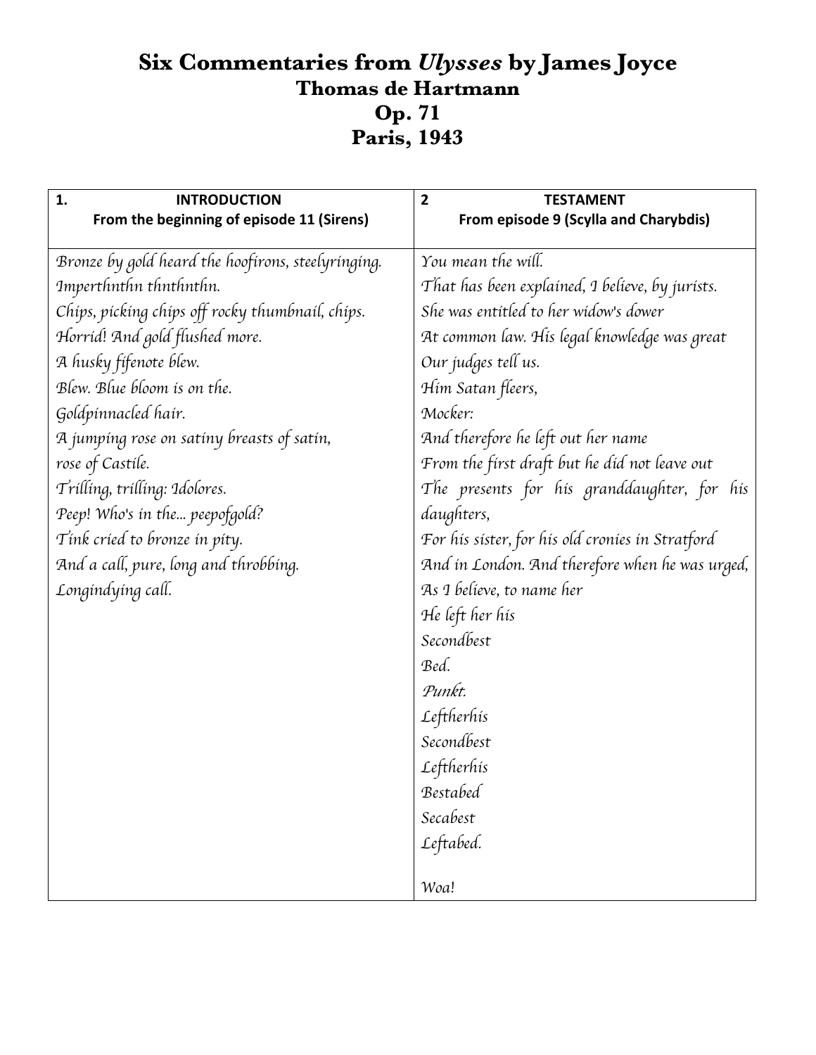# Six Commentaries from *Ulysses* by James Joyce

## Thomas de Hartmann

## Op. 71

## Paris, 1943

| 1. INTRODUCTION<br>From the beginning of episode 11 (Sirens) | 2 TESTAMENT<br>From episode 9 (Scylla and Charybdis) |
|---|---|
| *Bronze by gold heard the hoofirons, steelyringing.*<br>*Imperthnthn thnthnthn.*<br>*Chips, picking chips off rocky thumbnail, chips.*<br>*Horrid! And gold flushed more.*<br>*A husky fifenote blew.*<br>*Blew. Blue bloom is on the.*<br>*Goldpinnacled hair.*<br>*A jumping rose on satiny breasts of satin,*<br>*rose of Castile.*<br>*Trilling, trilling: Idolores.*<br>*Peep! Who's in the... peepofgold?*<br>*Tink cried to bronze in pity.*<br>*And a call, pure, long and throbbing.*<br>*Longindying call.* | *You mean the will.*<br>*That has been explained, I believe, by jurists.*<br>*She was entitled to her widow's dower*<br>*At common law. His legal knowledge was great*<br>*Our judges tell us.*<br>*Him Satan fleers,*<br>*Mocker:*<br>*And therefore he left out her name*<br>*From the first draft but he did not leave out*<br>*The presents for his granddaughter, for his daughters,*<br>*For his sister, for his old cronies in Stratford*<br>*And in London. And therefore when he was urged,*<br>*As I believe, to name her*<br>*He left her his*<br>*Secondbest*<br>*Bed.*<br>*Punkt.*<br>*Leftherhis*<br>*Secondbest*<br>*Leftherhis*<br>*Bestabed*<br>*Secabest*<br>*Leftabed.*<br><br>*Woa!* |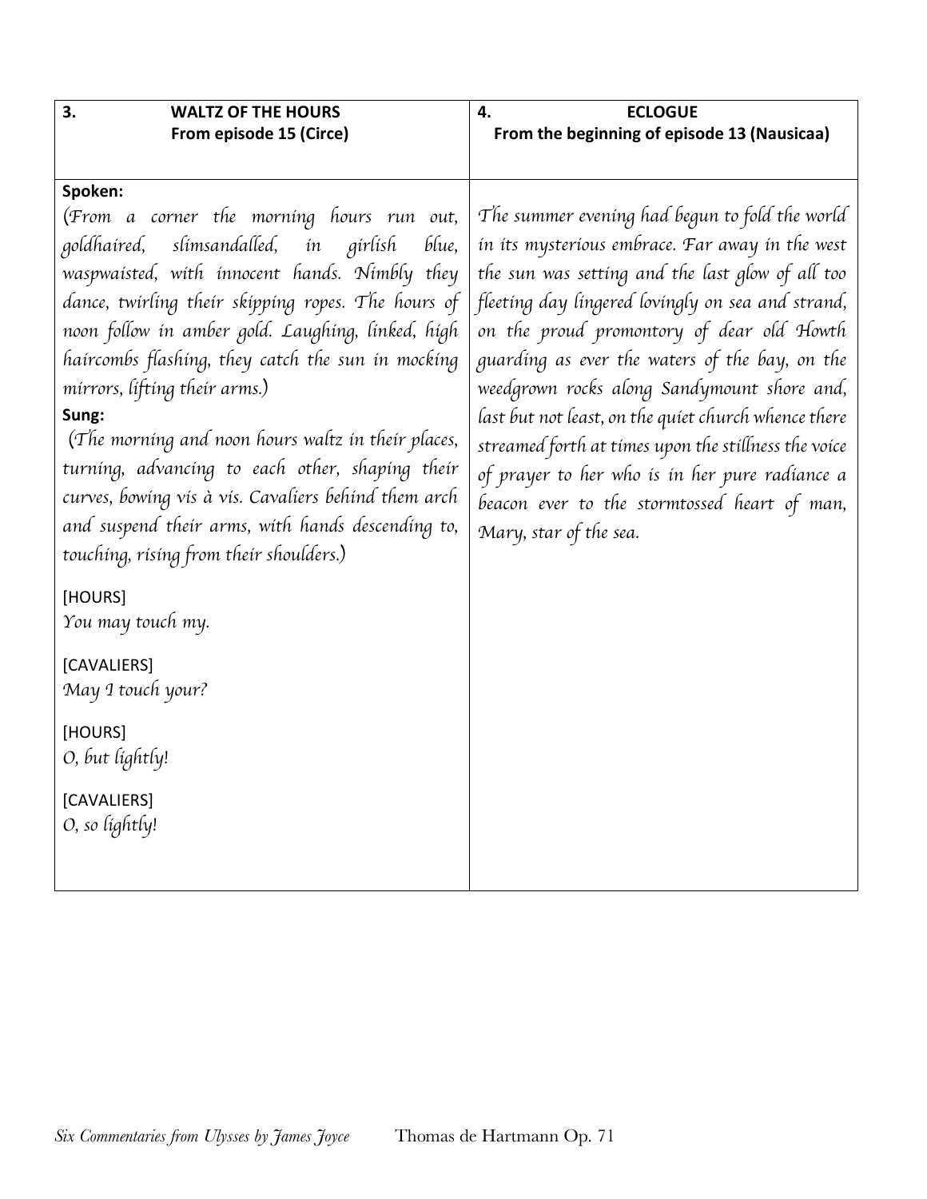## 3. WALTZ OF THE HOURS

**From episode 15 (Circe)**

**Spoken:**

*(From a corner the morning hours run out, goldhaired, slimsandalled, in girlish blue, waspwaisted, with innocent hands. Nimbly they dance, twirling their skipping ropes. The hours of noon follow in amber gold. Laughing, linked, high haircombs flashing, they catch the sun in mocking mirrors, lifting their arms.)*

**Sung:**

*(The morning and noon hours waltz in their places, turning, advancing to each other, shaping their curves, bowing vis à vis. Cavaliers behind them arch and suspend their arms, with hands descending to, touching, rising from their shoulders.)*

[HOURS]
*You may touch my.*

[CAVALIERS]
*May I touch your?*

[HOURS]
*O, but lightly!*

[CAVALIERS]
*O, so lightly!*

## 4. ECLOGUE

**From the beginning of episode 13 (Nausicaa)**

*The summer evening had begun to fold the world in its mysterious embrace. Far away in the west the sun was setting and the last glow of all too fleeting day lingered lovingly on sea and strand, on the proud promontory of dear old Howth guarding as ever the waters of the bay, on the weedgrown rocks along Sandymount shore and, last but not least, on the quiet church whence there streamed forth at times upon the stillness the voice of prayer to her who is in her pure radiance a beacon ever to the stormtossed heart of man, Mary, star of the sea.*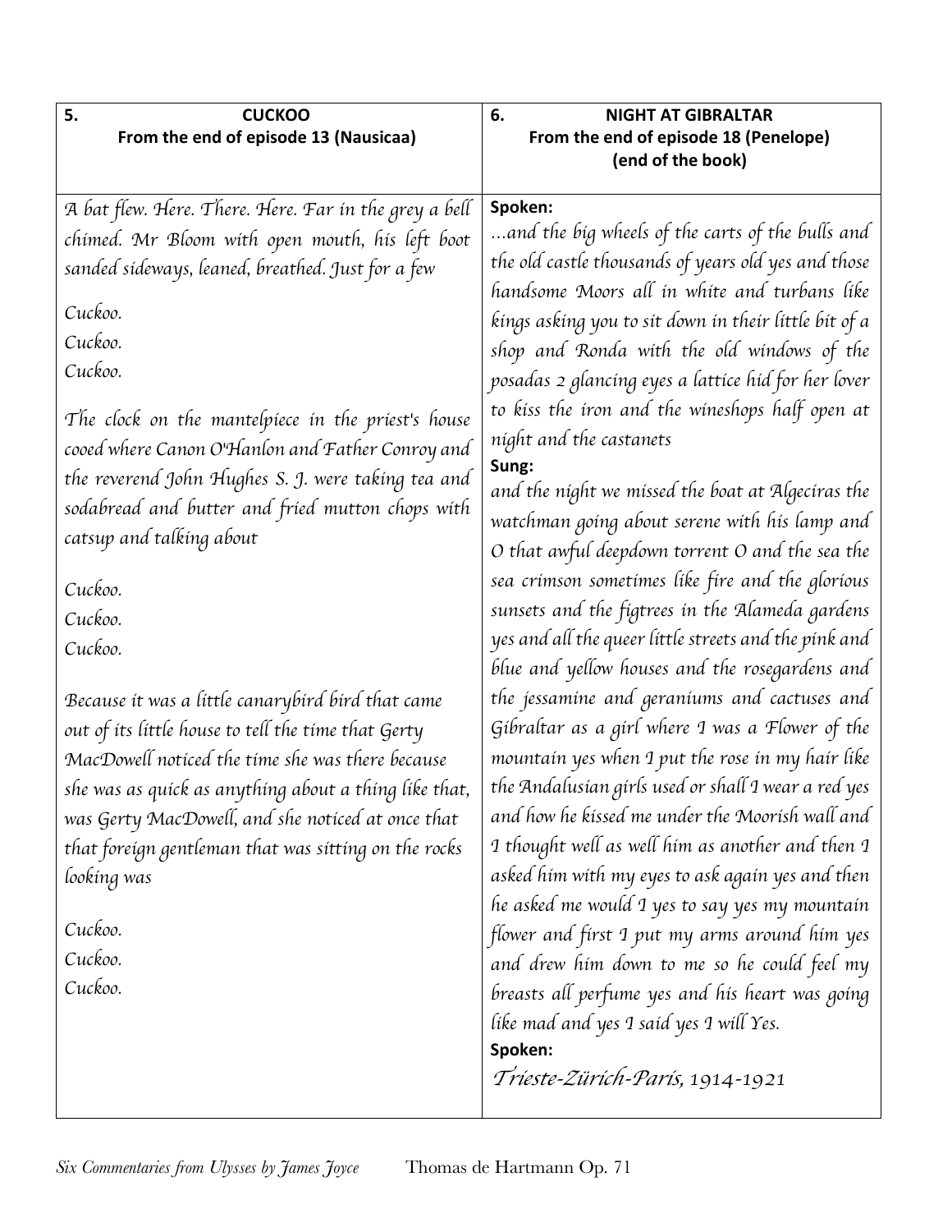## 5. CUCKOO

**From the end of episode 13 (Nausicaa)**

*A bat flew. Here. There. Here. Far in the grey a bell chimed. Mr Bloom with open mouth, his left boot sanded sideways, leaned, breathed. Just for a few*

*Cuckoo.*
*Cuckoo.*
*Cuckoo.*

*The clock on the mantelpiece in the priest's house cooed where Canon O'Hanlon and Father Conroy and the reverend John Hughes S. J. were taking tea and sodabread and butter and fried mutton chops with catsup and talking about*

*Cuckoo.*
*Cuckoo.*
*Cuckoo.*

*Because it was a little canarybird bird that came out of its little house to tell the time that Gerty MacDowell noticed the time she was there because she was as quick as anything about a thing like that, was Gerty MacDowell, and she noticed at once that that foreign gentleman that was sitting on the rocks looking was*

*Cuckoo.*
*Cuckoo.*
*Cuckoo.*

## 6. NIGHT AT GIBRALTAR

**From the end of episode 18 (Penelope) (end of the book)**

**Spoken:**

*...and the big wheels of the carts of the bulls and the old castle thousands of years old yes and those handsome Moors all in white and turbans like kings asking you to sit down in their little bit of a shop and Ronda with the old windows of the posadas 2 glancing eyes a lattice hid for her lover to kiss the iron and the wineshops half open at night and the castanets*

**Sung:**

*and the night we missed the boat at Algeciras the watchman going about serene with his lamp and O that awful deepdown torrent O and the sea the sea crimson sometimes like fire and the glorious sunsets and the figtrees in the Alameda gardens yes and all the queer little streets and the pink and blue and yellow houses and the rosegardens and the jessamine and geraniums and cactuses and Gibraltar as a girl where I was a Flower of the mountain yes when I put the rose in my hair like the Andalusian girls used or shall I wear a red yes and how he kissed me under the Moorish wall and I thought well as well him as another and then I asked him with my eyes to ask again yes and then he asked me would I yes to say yes my mountain flower and first I put my arms around him yes and drew him down to me so he could feel my breasts all perfume yes and his heart was going like mad and yes I said yes I will Yes.*

**Spoken:**

*Trieste-Zürich-Paris,* 1914-1921